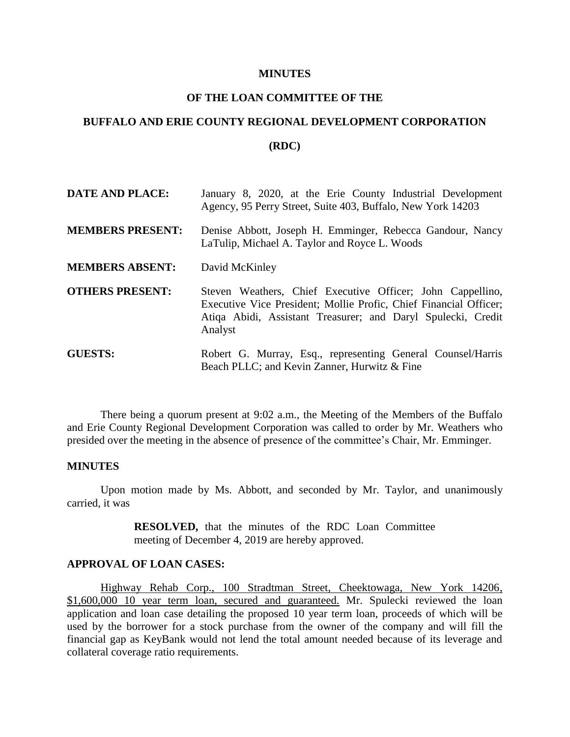**MINUTES**

**OF THE LOAN COMMITTEE OF THE**

**BUFFALO AND ERIE COUNTY REGIONAL DEVELOPMENT CORPORATION**

**(RDC)**

**DATE AND PLACE:** January 8, 2020, at the Erie County Industrial Development Agency, 95 Perry Street, Suite 403, Buffalo, New York 14203

**MEMBERS PRESENT:** Denise Abbott, Joseph H. Emminger, Rebecca Gandour, Nancy LaTulip, Michael A. Taylor and Royce L. Woods

**MEMBERS ABSENT:** David McKinley

**OTHERS PRESENT:** Steven Weathers, Chief Executive Officer; John Cappellino, Executive Vice President; Mollie Profic, Chief Financial Officer; Atiqa Abidi, Assistant Treasurer; and Daryl Spulecki, Credit Analyst

**GUESTS:** Robert G. Murray, Esq., representing General Counsel/Harris Beach PLLC; and Kevin Zanner, Hurwitz & Fine

There being a quorum present at 9:02 a.m., the Meeting of the Members of the Buffalo and Erie County Regional Development Corporation was called to order by Mr. Weathers who presided over the meeting in the absence of presence of the committee's Chair, Mr. Emminger.

**MINUTES**

Upon motion made by Ms. Abbott, and seconded by Mr. Taylor, and unanimously carried, it was

> **RESOLVED,** that the minutes of the RDC Loan Committee meeting of December 4, 2019 are hereby approved.

**APPROVAL OF LOAN CASES:**

Highway Rehab Corp., 100 Stradtman Street, Cheektowaga, New York 14206, $1,600,000 10 year term loan, secured and guaranteed. Mr. Spulecki reviewed the loan application and loan case detailing the proposed 10 year term loan, proceeds of which will be used by the borrower for a stock purchase from the owner of the company and will fill the financial gap as KeyBank would not lend the total amount needed because of its leverage and collateral coverage ratio requirements.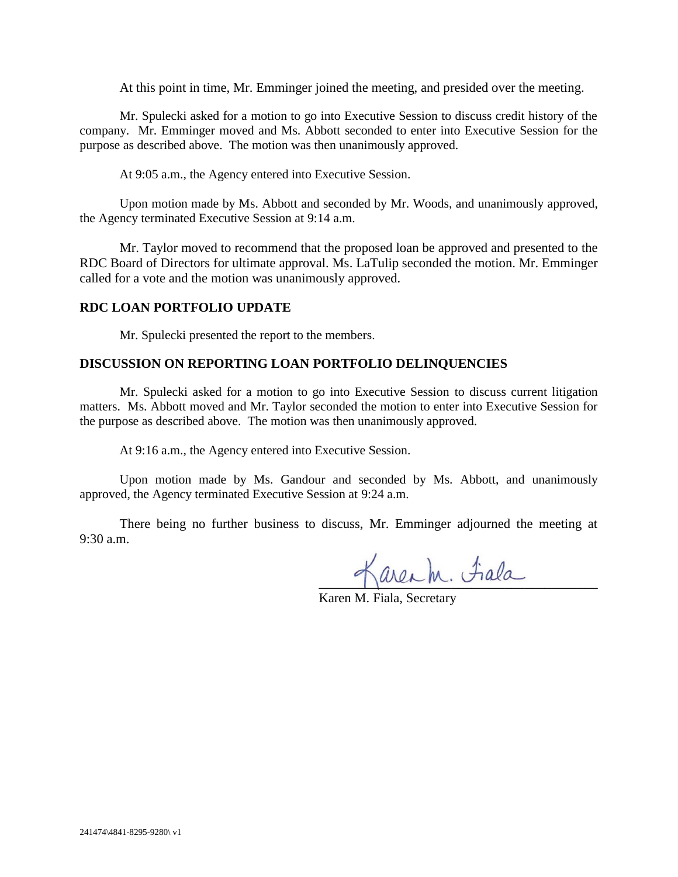At this point in time, Mr. Emminger joined the meeting, and presided over the meeting.

Mr. Spulecki asked for a motion to go into Executive Session to discuss credit history of the company. Mr. Emminger moved and Ms. Abbott seconded to enter into Executive Session for the purpose as described above. The motion was then unanimously approved.

At 9:05 a.m., the Agency entered into Executive Session.

Upon motion made by Ms. Abbott and seconded by Mr. Woods, and unanimously approved, the Agency terminated Executive Session at 9:14 a.m.

Mr. Taylor moved to recommend that the proposed loan be approved and presented to the RDC Board of Directors for ultimate approval. Ms. LaTulip seconded the motion. Mr. Emminger called for a vote and the motion was unanimously approved.

**RDC LOAN PORTFOLIO UPDATE**

Mr. Spulecki presented the report to the members.

**DISCUSSION ON REPORTING LOAN PORTFOLIO DELINQUENCIES**

Mr. Spulecki asked for a motion to go into Executive Session to discuss current litigation matters. Ms. Abbott moved and Mr. Taylor seconded the motion to enter into Executive Session for the purpose as described above. The motion was then unanimously approved.

At 9:16 a.m., the Agency entered into Executive Session.

Upon motion made by Ms. Gandour and seconded by Ms. Abbott, and unanimously approved, the Agency terminated Executive Session at 9:24 a.m.

There being no further business to discuss, Mr. Emminger adjourned the meeting at 9:30 a.m.

Karen M. Fiala

Karen M. Fiala, Secretary

241474\4841-8295-9280\ v1